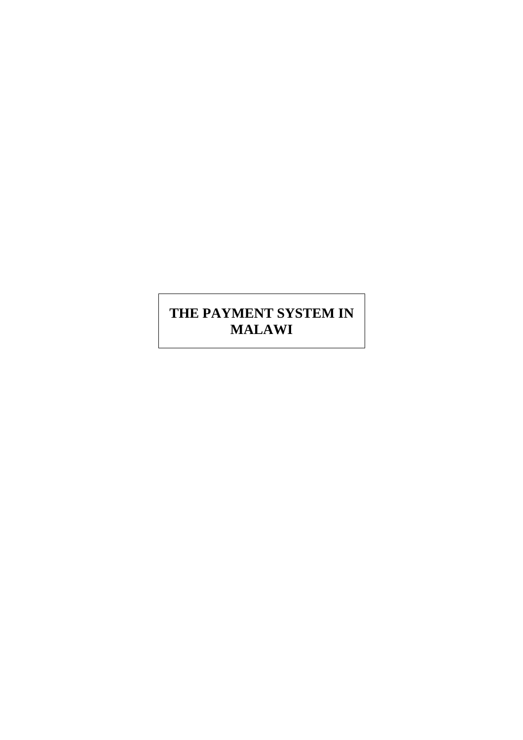# THE PAYMENT SYSTEM IN MALAWI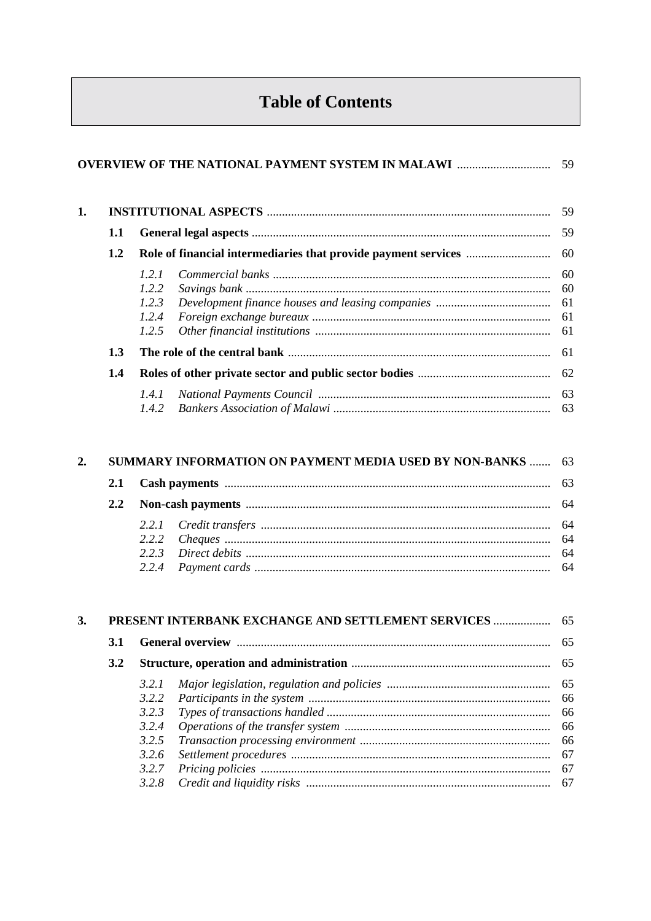# Table of Contents

**OVERVIEW OF THE NATIONAL PAYMENT SYSTEM IN MALAWI** .............................. 59

**1. INSTITUTIONAL ASPECTS** .............................. 59

- **1.1 General legal aspects** .............................. 59
- **1.2 Role of financial intermediaries that provide payment services** .............................. 60
  - *1.2.1 Commercial banks* .............................. 60
  - *1.2.2 Savings bank* .............................. 60
  - *1.2.3 Development finance houses and leasing companies* .............................. 61
  - *1.2.4 Foreign exchange bureaux* .............................. 61
  - *1.2.5 Other financial institutions* .............................. 61
- **1.3 The role of the central bank** .............................. 61
- **1.4 Roles of other private sector and public sector bodies** .............................. 62
  - *1.4.1 National Payments Council* .............................. 63
  - *1.4.2 Bankers Association of Malawi* .............................. 63

**2. SUMMARY INFORMATION ON PAYMENT MEDIA USED BY NON-BANKS** .............................. 63

- **2.1 Cash payments** .............................. 63
- **2.2 Non-cash payments** .............................. 64
  - *2.2.1 Credit transfers* .............................. 64
  - *2.2.2 Cheques* .............................. 64
  - *2.2.3 Direct debits* .............................. 64
  - *2.2.4 Payment cards* .............................. 64

**3. PRESENT INTERBANK EXCHANGE AND SETTLEMENT SERVICES** .............................. 65

- **3.1 General overview** .............................. 65
- **3.2 Structure, operation and administration** .............................. 65
  - *3.2.1 Major legislation, regulation and policies* .............................. 65
  - *3.2.2 Participants in the system* .............................. 66
  - *3.2.3 Types of transactions handled* .............................. 66
  - *3.2.4 Operations of the transfer system* .............................. 66
  - *3.2.5 Transaction processing environment* .............................. 66
  - *3.2.6 Settlement procedures* .............................. 67
  - *3.2.7 Pricing policies* .............................. 67
  - *3.2.8 Credit and liquidity risks* .............................. 67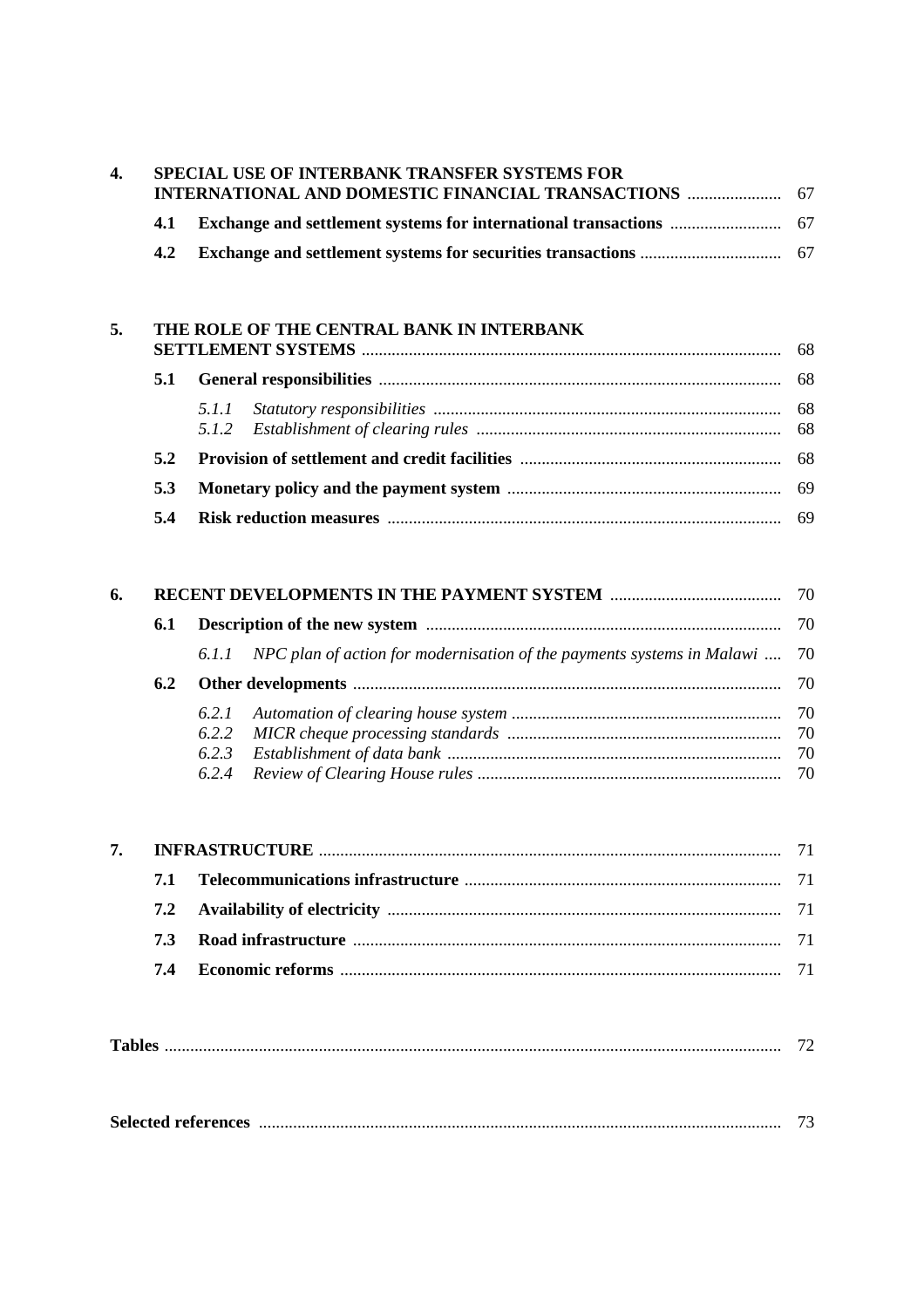| | | | |
|---|---|---|---|
| **4.** | **SPECIAL USE OF INTERBANK TRANSFER SYSTEMS FOR INTERNATIONAL AND DOMESTIC FINANCIAL TRANSACTIONS** | | 67 |
| | **4.1** | **Exchange and settlement systems for international transactions** | 67 |
| | **4.2** | **Exchange and settlement systems for securities transactions** | 67 |
| **5.** | **THE ROLE OF THE CENTRAL BANK IN INTERBANK SETTLEMENT SYSTEMS** | | 68 |
| | **5.1** | **General responsibilities** | 68 |
| | | *5.1.1 Statutory responsibilities* | 68 |
| | | *5.1.2 Establishment of clearing rules* | 68 |
| | **5.2** | **Provision of settlement and credit facilities** | 68 |
| | **5.3** | **Monetary policy and the payment system** | 69 |
| | **5.4** | **Risk reduction measures** | 69 |
| **6.** | **RECENT DEVELOPMENTS IN THE PAYMENT SYSTEM** | | 70 |
| | **6.1** | **Description of the new system** | 70 |
| | | *6.1.1 NPC plan of action for modernisation of the payments systems in Malawi* | 70 |
| | **6.2** | **Other developments** | 70 |
| | | *6.2.1 Automation of clearing house system* | 70 |
| | | *6.2.2 MICR cheque processing standards* | 70 |
| | | *6.2.3 Establishment of data bank* | 70 |
| | | *6.2.4 Review of Clearing House rules* | 70 |
| **7.** | **INFRASTRUCTURE** | | 71 |
| | **7.1** | **Telecommunications infrastructure** | 71 |
| | **7.2** | **Availability of electricity** | 71 |
| | **7.3** | **Road infrastructure** | 71 |
| | **7.4** | **Economic reforms** | 71 |
| **Tables** | | | 72 |
| **Selected references** | | | 73 |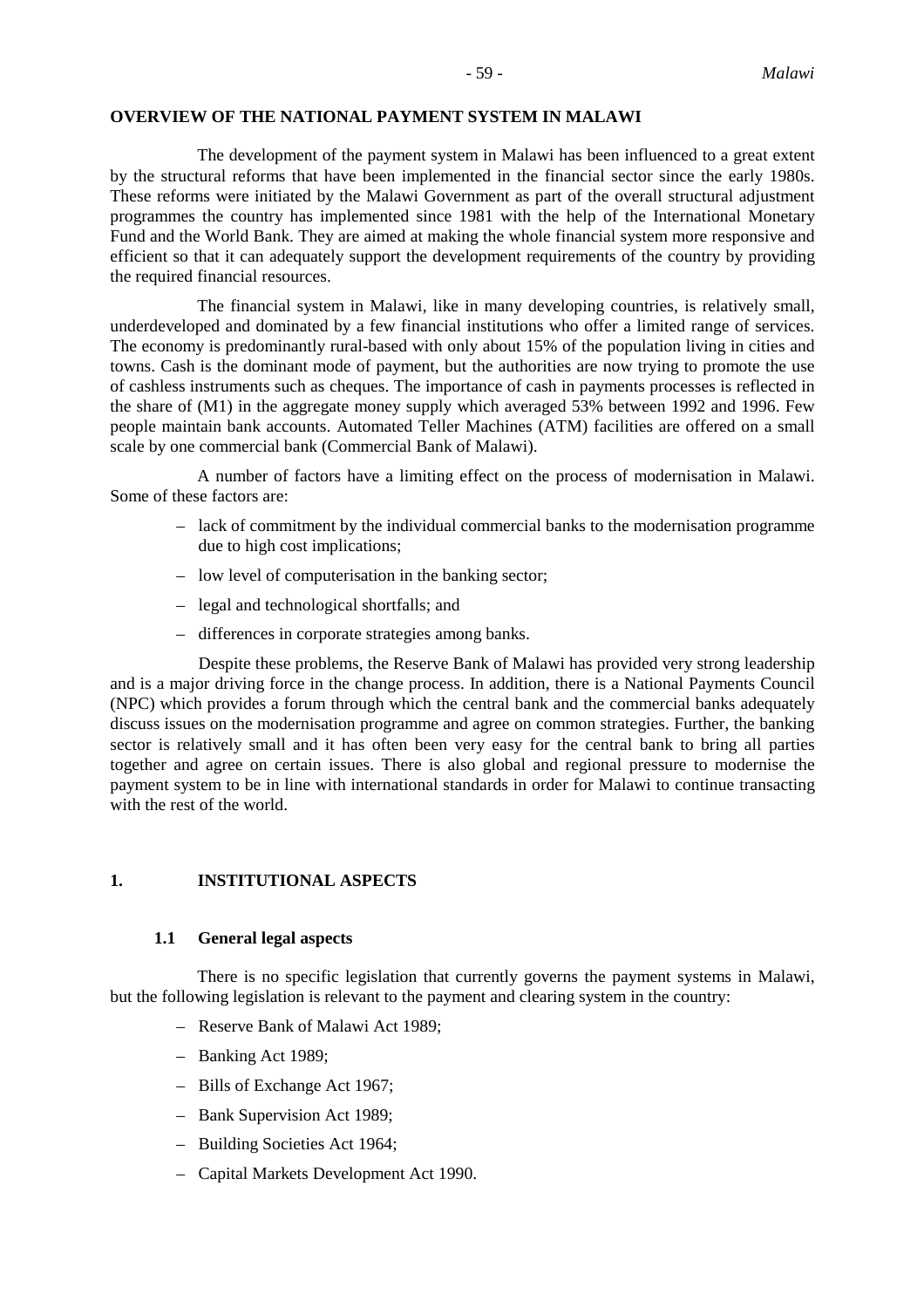## OVERVIEW OF THE NATIONAL PAYMENT SYSTEM IN MALAWI

The development of the payment system in Malawi has been influenced to a great extent by the structural reforms that have been implemented in the financial sector since the early 1980s. These reforms were initiated by the Malawi Government as part of the overall structural adjustment programmes the country has implemented since 1981 with the help of the International Monetary Fund and the World Bank. They are aimed at making the whole financial system more responsive and efficient so that it can adequately support the development requirements of the country by providing the required financial resources.

The financial system in Malawi, like in many developing countries, is relatively small, underdeveloped and dominated by a few financial institutions who offer a limited range of services. The economy is predominantly rural-based with only about 15% of the population living in cities and towns. Cash is the dominant mode of payment, but the authorities are now trying to promote the use of cashless instruments such as cheques. The importance of cash in payments processes is reflected in the share of (M1) in the aggregate money supply which averaged 53% between 1992 and 1996. Few people maintain bank accounts. Automated Teller Machines (ATM) facilities are offered on a small scale by one commercial bank (Commercial Bank of Malawi).

A number of factors have a limiting effect on the process of modernisation in Malawi. Some of these factors are:

- lack of commitment by the individual commercial banks to the modernisation programme due to high cost implications;
- low level of computerisation in the banking sector;
- legal and technological shortfalls; and
- differences in corporate strategies among banks.

Despite these problems, the Reserve Bank of Malawi has provided very strong leadership and is a major driving force in the change process. In addition, there is a National Payments Council (NPC) which provides a forum through which the central bank and the commercial banks adequately discuss issues on the modernisation programme and agree on common strategies. Further, the banking sector is relatively small and it has often been very easy for the central bank to bring all parties together and agree on certain issues. There is also global and regional pressure to modernise the payment system to be in line with international standards in order for Malawi to continue transacting with the rest of the world.

## 1. INSTITUTIONAL ASPECTS

### 1.1 General legal aspects

There is no specific legislation that currently governs the payment systems in Malawi, but the following legislation is relevant to the payment and clearing system in the country:

- Reserve Bank of Malawi Act 1989;
- Banking Act 1989;
- Bills of Exchange Act 1967;
- Bank Supervision Act 1989;
- Building Societies Act 1964;
- Capital Markets Development Act 1990.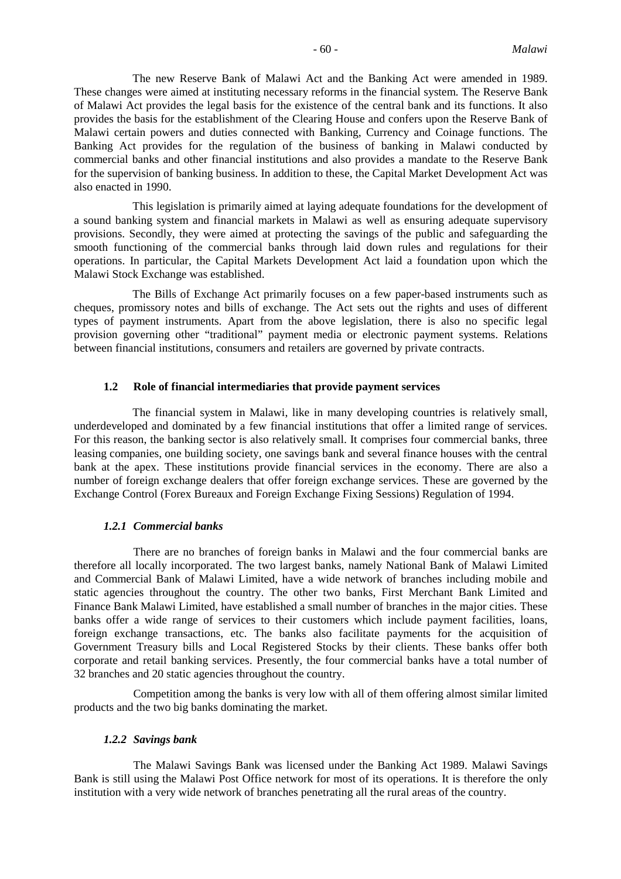The new Reserve Bank of Malawi Act and the Banking Act were amended in 1989. These changes were aimed at instituting necessary reforms in the financial system. The Reserve Bank of Malawi Act provides the legal basis for the existence of the central bank and its functions. It also provides the basis for the establishment of the Clearing House and confers upon the Reserve Bank of Malawi certain powers and duties connected with Banking, Currency and Coinage functions. The Banking Act provides for the regulation of the business of banking in Malawi conducted by commercial banks and other financial institutions and also provides a mandate to the Reserve Bank for the supervision of banking business. In addition to these, the Capital Market Development Act was also enacted in 1990.

This legislation is primarily aimed at laying adequate foundations for the development of a sound banking system and financial markets in Malawi as well as ensuring adequate supervisory provisions. Secondly, they were aimed at protecting the savings of the public and safeguarding the smooth functioning of the commercial banks through laid down rules and regulations for their operations. In particular, the Capital Markets Development Act laid a foundation upon which the Malawi Stock Exchange was established.

The Bills of Exchange Act primarily focuses on a few paper-based instruments such as cheques, promissory notes and bills of exchange. The Act sets out the rights and uses of different types of payment instruments. Apart from the above legislation, there is also no specific legal provision governing other "traditional" payment media or electronic payment systems. Relations between financial institutions, consumers and retailers are governed by private contracts.

### 1.2 Role of financial intermediaries that provide payment services

The financial system in Malawi, like in many developing countries is relatively small, underdeveloped and dominated by a few financial institutions that offer a limited range of services. For this reason, the banking sector is also relatively small. It comprises four commercial banks, three leasing companies, one building society, one savings bank and several finance houses with the central bank at the apex. These institutions provide financial services in the economy. There are also a number of foreign exchange dealers that offer foreign exchange services. These are governed by the Exchange Control (Forex Bureaux and Foreign Exchange Fixing Sessions) Regulation of 1994.

#### *1.2.1 Commercial banks*

There are no branches of foreign banks in Malawi and the four commercial banks are therefore all locally incorporated. The two largest banks, namely National Bank of Malawi Limited and Commercial Bank of Malawi Limited, have a wide network of branches including mobile and static agencies throughout the country. The other two banks, First Merchant Bank Limited and Finance Bank Malawi Limited, have established a small number of branches in the major cities. These banks offer a wide range of services to their customers which include payment facilities, loans, foreign exchange transactions, etc. The banks also facilitate payments for the acquisition of Government Treasury bills and Local Registered Stocks by their clients. These banks offer both corporate and retail banking services. Presently, the four commercial banks have a total number of 32 branches and 20 static agencies throughout the country.

Competition among the banks is very low with all of them offering almost similar limited products and the two big banks dominating the market.

#### *1.2.2 Savings bank*

The Malawi Savings Bank was licensed under the Banking Act 1989. Malawi Savings Bank is still using the Malawi Post Office network for most of its operations. It is therefore the only institution with a very wide network of branches penetrating all the rural areas of the country.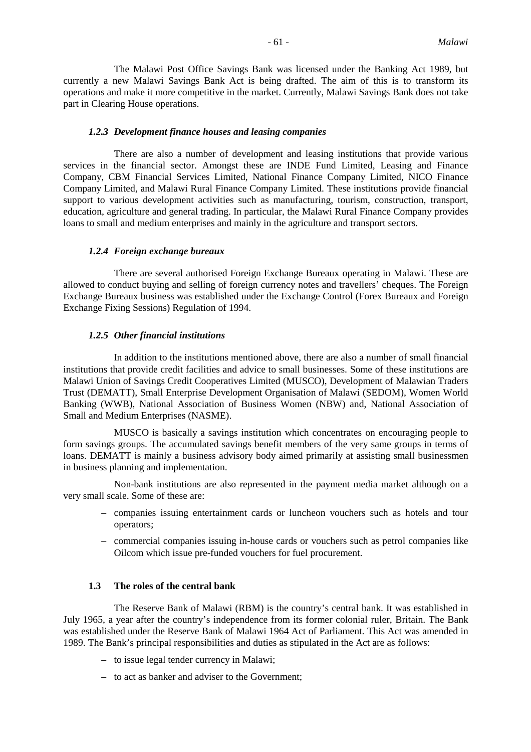The Malawi Post Office Savings Bank was licensed under the Banking Act 1989, but currently a new Malawi Savings Bank Act is being drafted. The aim of this is to transform its operations and make it more competitive in the market. Currently, Malawi Savings Bank does not take part in Clearing House operations.

#### *1.2.3 Development finance houses and leasing companies*

There are also a number of development and leasing institutions that provide various services in the financial sector. Amongst these are INDE Fund Limited, Leasing and Finance Company, CBM Financial Services Limited, National Finance Company Limited, NICO Finance Company Limited, and Malawi Rural Finance Company Limited. These institutions provide financial support to various development activities such as manufacturing, tourism, construction, transport, education, agriculture and general trading. In particular, the Malawi Rural Finance Company provides loans to small and medium enterprises and mainly in the agriculture and transport sectors.

#### *1.2.4 Foreign exchange bureaux*

There are several authorised Foreign Exchange Bureaux operating in Malawi. These are allowed to conduct buying and selling of foreign currency notes and travellers' cheques. The Foreign Exchange Bureaux business was established under the Exchange Control (Forex Bureaux and Foreign Exchange Fixing Sessions) Regulation of 1994.

#### *1.2.5 Other financial institutions*

In addition to the institutions mentioned above, there are also a number of small financial institutions that provide credit facilities and advice to small businesses. Some of these institutions are Malawi Union of Savings Credit Cooperatives Limited (MUSCO), Development of Malawian Traders Trust (DEMATT), Small Enterprise Development Organisation of Malawi (SEDOM), Women World Banking (WWB), National Association of Business Women (NBW) and, National Association of Small and Medium Enterprises (NASME).

MUSCO is basically a savings institution which concentrates on encouraging people to form savings groups. The accumulated savings benefit members of the very same groups in terms of loans. DEMATT is mainly a business advisory body aimed primarily at assisting small businessmen in business planning and implementation.

Non-bank institutions are also represented in the payment media market although on a very small scale. Some of these are:

- companies issuing entertainment cards or luncheon vouchers such as hotels and tour operators;
- commercial companies issuing in-house cards or vouchers such as petrol companies like Oilcom which issue pre-funded vouchers for fuel procurement.

### 1.3 The roles of the central bank

The Reserve Bank of Malawi (RBM) is the country's central bank. It was established in July 1965, a year after the country's independence from its former colonial ruler, Britain. The Bank was established under the Reserve Bank of Malawi 1964 Act of Parliament. This Act was amended in 1989. The Bank's principal responsibilities and duties as stipulated in the Act are as follows:

- to issue legal tender currency in Malawi;
- to act as banker and adviser to the Government;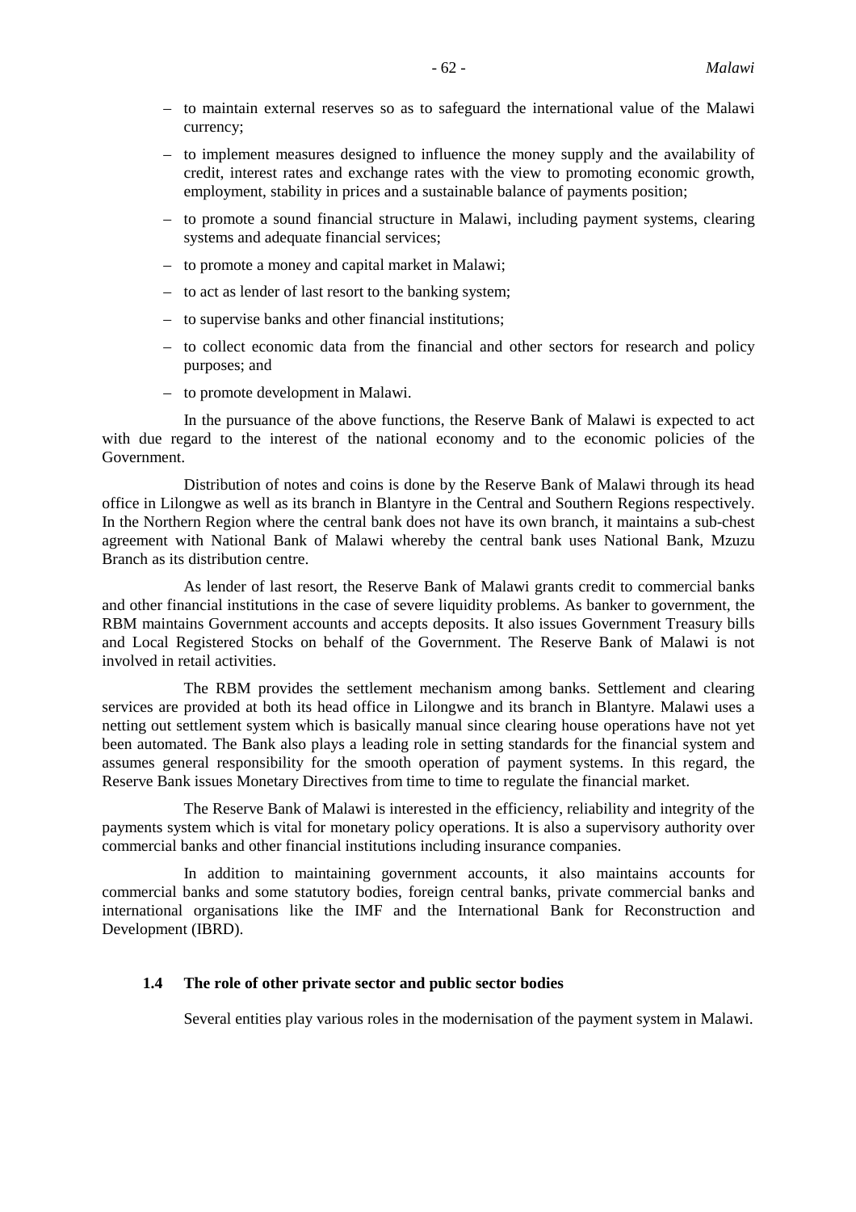- to maintain external reserves so as to safeguard the international value of the Malawi currency;
- to implement measures designed to influence the money supply and the availability of credit, interest rates and exchange rates with the view to promoting economic growth, employment, stability in prices and a sustainable balance of payments position;
- to promote a sound financial structure in Malawi, including payment systems, clearing systems and adequate financial services;
- to promote a money and capital market in Malawi;
- to act as lender of last resort to the banking system;
- to supervise banks and other financial institutions;
- to collect economic data from the financial and other sectors for research and policy purposes; and
- to promote development in Malawi.

In the pursuance of the above functions, the Reserve Bank of Malawi is expected to act with due regard to the interest of the national economy and to the economic policies of the Government.

Distribution of notes and coins is done by the Reserve Bank of Malawi through its head office in Lilongwe as well as its branch in Blantyre in the Central and Southern Regions respectively. In the Northern Region where the central bank does not have its own branch, it maintains a sub-chest agreement with National Bank of Malawi whereby the central bank uses National Bank, Mzuzu Branch as its distribution centre.

As lender of last resort, the Reserve Bank of Malawi grants credit to commercial banks and other financial institutions in the case of severe liquidity problems. As banker to government, the RBM maintains Government accounts and accepts deposits. It also issues Government Treasury bills and Local Registered Stocks on behalf of the Government. The Reserve Bank of Malawi is not involved in retail activities.

The RBM provides the settlement mechanism among banks. Settlement and clearing services are provided at both its head office in Lilongwe and its branch in Blantyre. Malawi uses a netting out settlement system which is basically manual since clearing house operations have not yet been automated. The Bank also plays a leading role in setting standards for the financial system and assumes general responsibility for the smooth operation of payment systems. In this regard, the Reserve Bank issues Monetary Directives from time to time to regulate the financial market.

The Reserve Bank of Malawi is interested in the efficiency, reliability and integrity of the payments system which is vital for monetary policy operations. It is also a supervisory authority over commercial banks and other financial institutions including insurance companies.

In addition to maintaining government accounts, it also maintains accounts for commercial banks and some statutory bodies, foreign central banks, private commercial banks and international organisations like the IMF and the International Bank for Reconstruction and Development (IBRD).

### 1.4 The role of other private sector and public sector bodies

Several entities play various roles in the modernisation of the payment system in Malawi.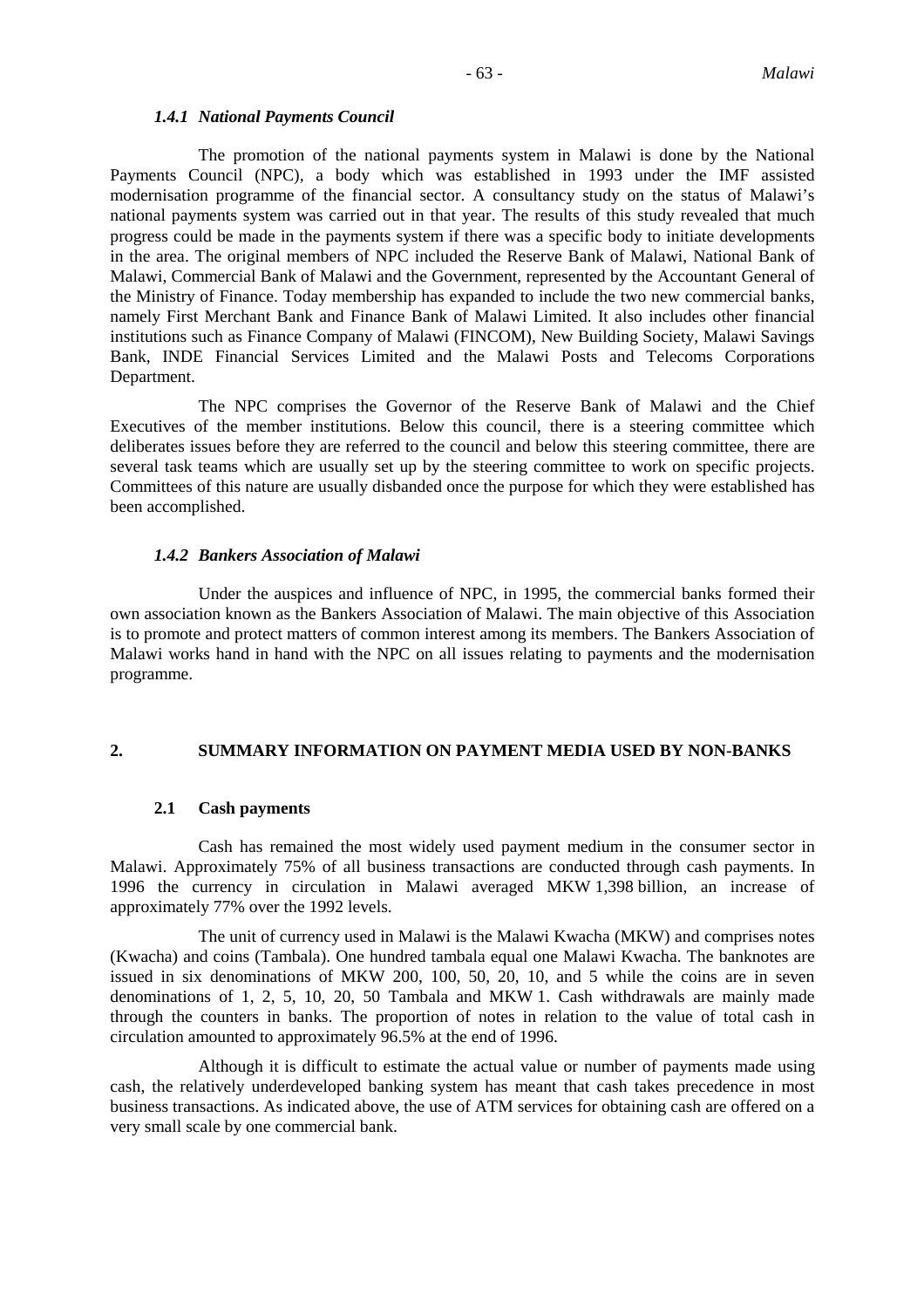#### *1.4.1 National Payments Council*

The promotion of the national payments system in Malawi is done by the National Payments Council (NPC), a body which was established in 1993 under the IMF assisted modernisation programme of the financial sector. A consultancy study on the status of Malawi's national payments system was carried out in that year. The results of this study revealed that much progress could be made in the payments system if there was a specific body to initiate developments in the area. The original members of NPC included the Reserve Bank of Malawi, National Bank of Malawi, Commercial Bank of Malawi and the Government, represented by the Accountant General of the Ministry of Finance. Today membership has expanded to include the two new commercial banks, namely First Merchant Bank and Finance Bank of Malawi Limited. It also includes other financial institutions such as Finance Company of Malawi (FINCOM), New Building Society, Malawi Savings Bank, INDE Financial Services Limited and the Malawi Posts and Telecoms Corporations Department.

The NPC comprises the Governor of the Reserve Bank of Malawi and the Chief Executives of the member institutions. Below this council, there is a steering committee which deliberates issues before they are referred to the council and below this steering committee, there are several task teams which are usually set up by the steering committee to work on specific projects. Committees of this nature are usually disbanded once the purpose for which they were established has been accomplished.

#### *1.4.2 Bankers Association of Malawi*

Under the auspices and influence of NPC, in 1995, the commercial banks formed their own association known as the Bankers Association of Malawi. The main objective of this Association is to promote and protect matters of common interest among its members. The Bankers Association of Malawi works hand in hand with the NPC on all issues relating to payments and the modernisation programme.

## 2. SUMMARY INFORMATION ON PAYMENT MEDIA USED BY NON-BANKS

### 2.1 Cash payments

Cash has remained the most widely used payment medium in the consumer sector in Malawi. Approximately 75% of all business transactions are conducted through cash payments. In 1996 the currency in circulation in Malawi averaged MKW 1,398 billion, an increase of approximately 77% over the 1992 levels.

The unit of currency used in Malawi is the Malawi Kwacha (MKW) and comprises notes (Kwacha) and coins (Tambala). One hundred tambala equal one Malawi Kwacha. The banknotes are issued in six denominations of MKW 200, 100, 50, 20, 10, and 5 while the coins are in seven denominations of 1, 2, 5, 10, 20, 50 Tambala and MKW 1. Cash withdrawals are mainly made through the counters in banks. The proportion of notes in relation to the value of total cash in circulation amounted to approximately 96.5% at the end of 1996.

Although it is difficult to estimate the actual value or number of payments made using cash, the relatively underdeveloped banking system has meant that cash takes precedence in most business transactions. As indicated above, the use of ATM services for obtaining cash are offered on a very small scale by one commercial bank.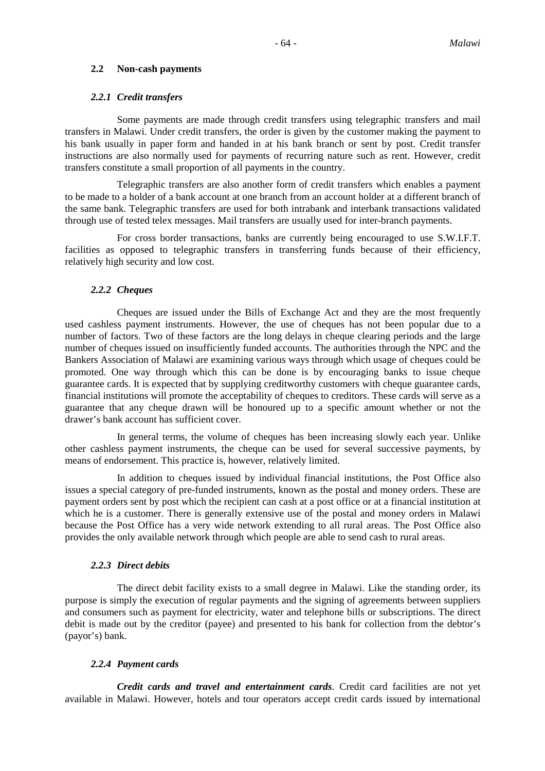### 2.2 Non-cash payments

#### *2.2.1 Credit transfers*

Some payments are made through credit transfers using telegraphic transfers and mail transfers in Malawi. Under credit transfers, the order is given by the customer making the payment to his bank usually in paper form and handed in at his bank branch or sent by post. Credit transfer instructions are also normally used for payments of recurring nature such as rent. However, credit transfers constitute a small proportion of all payments in the country.

Telegraphic transfers are also another form of credit transfers which enables a payment to be made to a holder of a bank account at one branch from an account holder at a different branch of the same bank. Telegraphic transfers are used for both intrabank and interbank transactions validated through use of tested telex messages. Mail transfers are usually used for inter-branch payments.

For cross border transactions, banks are currently being encouraged to use S.W.I.F.T. facilities as opposed to telegraphic transfers in transferring funds because of their efficiency, relatively high security and low cost.

#### *2.2.2 Cheques*

Cheques are issued under the Bills of Exchange Act and they are the most frequently used cashless payment instruments. However, the use of cheques has not been popular due to a number of factors. Two of these factors are the long delays in cheque clearing periods and the large number of cheques issued on insufficiently funded accounts. The authorities through the NPC and the Bankers Association of Malawi are examining various ways through which usage of cheques could be promoted. One way through which this can be done is by encouraging banks to issue cheque guarantee cards. It is expected that by supplying creditworthy customers with cheque guarantee cards, financial institutions will promote the acceptability of cheques to creditors. These cards will serve as a guarantee that any cheque drawn will be honoured up to a specific amount whether or not the drawer's bank account has sufficient cover.

In general terms, the volume of cheques has been increasing slowly each year. Unlike other cashless payment instruments, the cheque can be used for several successive payments, by means of endorsement. This practice is, however, relatively limited.

In addition to cheques issued by individual financial institutions, the Post Office also issues a special category of pre-funded instruments, known as the postal and money orders. These are payment orders sent by post which the recipient can cash at a post office or at a financial institution at which he is a customer. There is generally extensive use of the postal and money orders in Malawi because the Post Office has a very wide network extending to all rural areas. The Post Office also provides the only available network through which people are able to send cash to rural areas.

#### *2.2.3 Direct debits*

The direct debit facility exists to a small degree in Malawi. Like the standing order, its purpose is simply the execution of regular payments and the signing of agreements between suppliers and consumers such as payment for electricity, water and telephone bills or subscriptions. The direct debit is made out by the creditor (payee) and presented to his bank for collection from the debtor's (payor's) bank.

#### *2.2.4 Payment cards*

***Credit cards and travel and entertainment cards***. Credit card facilities are not yet available in Malawi. However, hotels and tour operators accept credit cards issued by international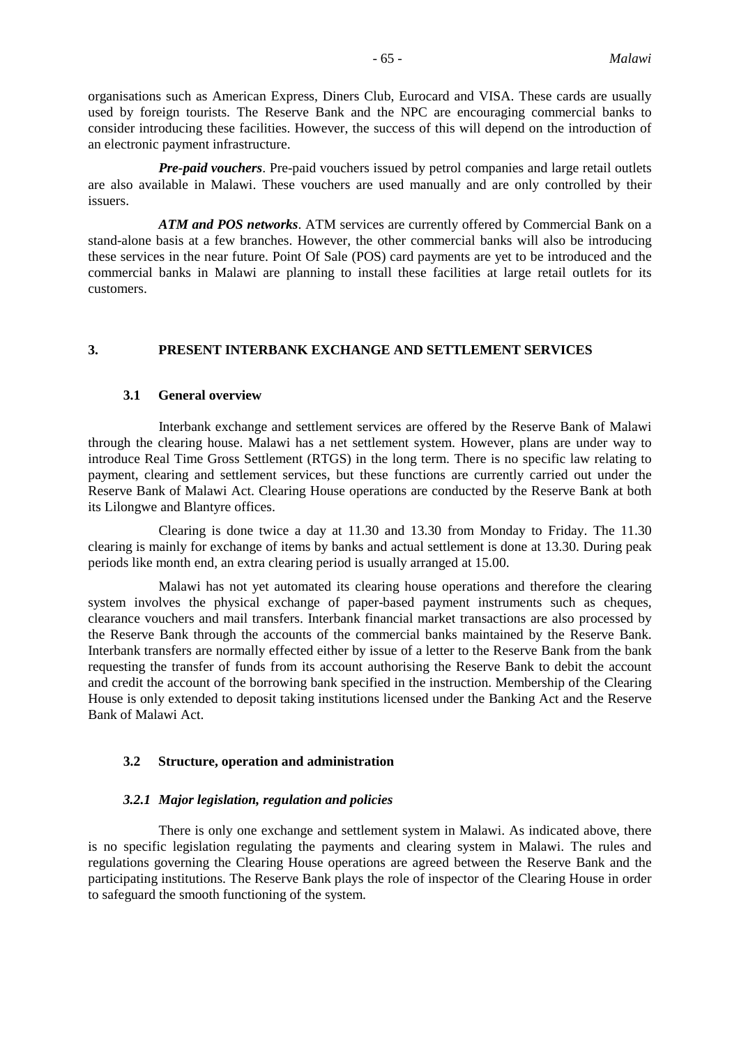organisations such as American Express, Diners Club, Eurocard and VISA. These cards are usually used by foreign tourists. The Reserve Bank and the NPC are encouraging commercial banks to consider introducing these facilities. However, the success of this will depend on the introduction of an electronic payment infrastructure.

***Pre-paid vouchers***. Pre-paid vouchers issued by petrol companies and large retail outlets are also available in Malawi. These vouchers are used manually and are only controlled by their issuers.

***ATM and POS networks***. ATM services are currently offered by Commercial Bank on a stand-alone basis at a few branches. However, the other commercial banks will also be introducing these services in the near future. Point Of Sale (POS) card payments are yet to be introduced and the commercial banks in Malawi are planning to install these facilities at large retail outlets for its customers.

## 3. PRESENT INTERBANK EXCHANGE AND SETTLEMENT SERVICES

### 3.1 General overview

Interbank exchange and settlement services are offered by the Reserve Bank of Malawi through the clearing house. Malawi has a net settlement system. However, plans are under way to introduce Real Time Gross Settlement (RTGS) in the long term. There is no specific law relating to payment, clearing and settlement services, but these functions are currently carried out under the Reserve Bank of Malawi Act. Clearing House operations are conducted by the Reserve Bank at both its Lilongwe and Blantyre offices.

Clearing is done twice a day at 11.30 and 13.30 from Monday to Friday. The 11.30 clearing is mainly for exchange of items by banks and actual settlement is done at 13.30. During peak periods like month end, an extra clearing period is usually arranged at 15.00.

Malawi has not yet automated its clearing house operations and therefore the clearing system involves the physical exchange of paper-based payment instruments such as cheques, clearance vouchers and mail transfers. Interbank financial market transactions are also processed by the Reserve Bank through the accounts of the commercial banks maintained by the Reserve Bank. Interbank transfers are normally effected either by issue of a letter to the Reserve Bank from the bank requesting the transfer of funds from its account authorising the Reserve Bank to debit the account and credit the account of the borrowing bank specified in the instruction. Membership of the Clearing House is only extended to deposit taking institutions licensed under the Banking Act and the Reserve Bank of Malawi Act.

### 3.2 Structure, operation and administration

#### *3.2.1 Major legislation, regulation and policies*

There is only one exchange and settlement system in Malawi. As indicated above, there is no specific legislation regulating the payments and clearing system in Malawi. The rules and regulations governing the Clearing House operations are agreed between the Reserve Bank and the participating institutions. The Reserve Bank plays the role of inspector of the Clearing House in order to safeguard the smooth functioning of the system.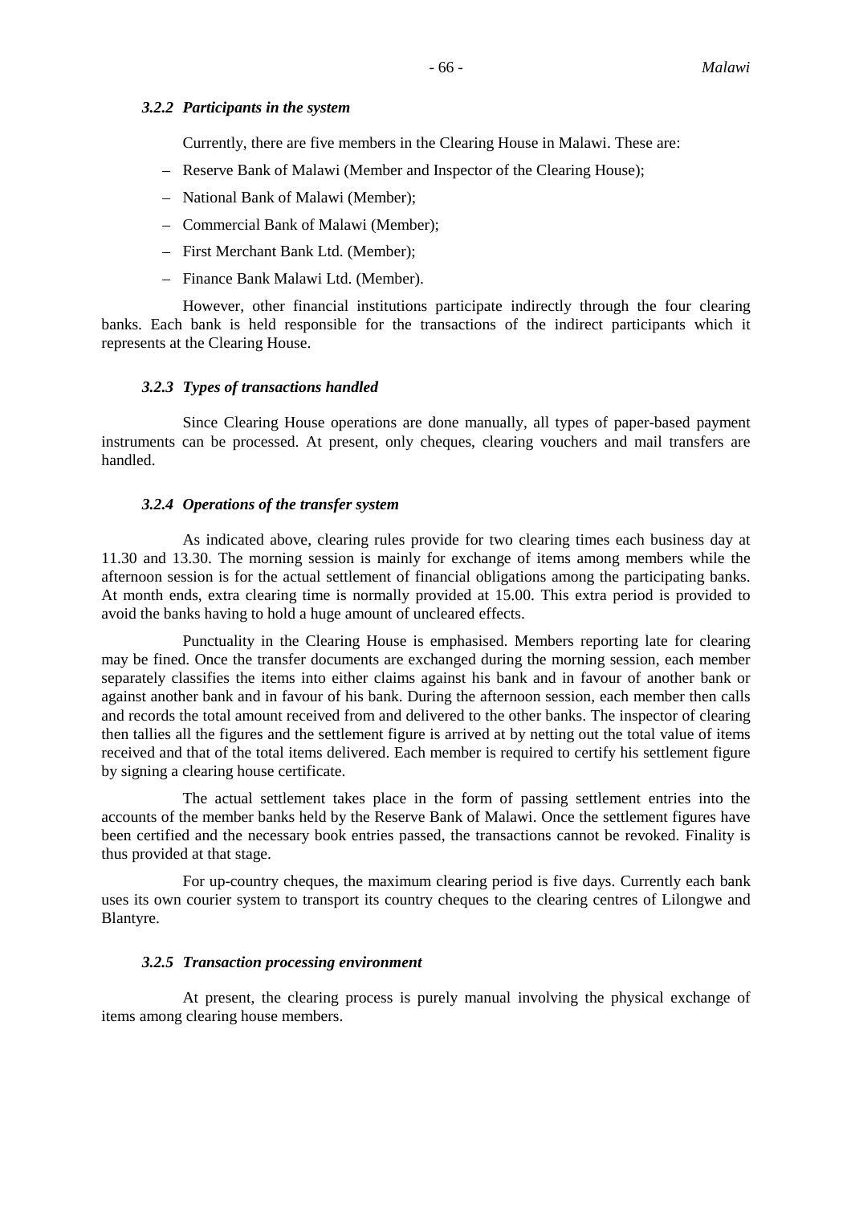### *3.2.2 Participants in the system*

Currently, there are five members in the Clearing House in Malawi. These are:

- Reserve Bank of Malawi (Member and Inspector of the Clearing House);
- National Bank of Malawi (Member);
- Commercial Bank of Malawi (Member);
- First Merchant Bank Ltd. (Member);
- Finance Bank Malawi Ltd. (Member).

However, other financial institutions participate indirectly through the four clearing banks. Each bank is held responsible for the transactions of the indirect participants which it represents at the Clearing House.

### *3.2.3 Types of transactions handled*

Since Clearing House operations are done manually, all types of paper-based payment instruments can be processed. At present, only cheques, clearing vouchers and mail transfers are handled.

### *3.2.4 Operations of the transfer system*

As indicated above, clearing rules provide for two clearing times each business day at 11.30 and 13.30. The morning session is mainly for exchange of items among members while the afternoon session is for the actual settlement of financial obligations among the participating banks. At month ends, extra clearing time is normally provided at 15.00. This extra period is provided to avoid the banks having to hold a huge amount of uncleared effects.

Punctuality in the Clearing House is emphasised. Members reporting late for clearing may be fined. Once the transfer documents are exchanged during the morning session, each member separately classifies the items into either claims against his bank and in favour of another bank or against another bank and in favour of his bank. During the afternoon session, each member then calls and records the total amount received from and delivered to the other banks. The inspector of clearing then tallies all the figures and the settlement figure is arrived at by netting out the total value of items received and that of the total items delivered. Each member is required to certify his settlement figure by signing a clearing house certificate.

The actual settlement takes place in the form of passing settlement entries into the accounts of the member banks held by the Reserve Bank of Malawi. Once the settlement figures have been certified and the necessary book entries passed, the transactions cannot be revoked. Finality is thus provided at that stage.

For up-country cheques, the maximum clearing period is five days. Currently each bank uses its own courier system to transport its country cheques to the clearing centres of Lilongwe and Blantyre.

### *3.2.5 Transaction processing environment*

At present, the clearing process is purely manual involving the physical exchange of items among clearing house members.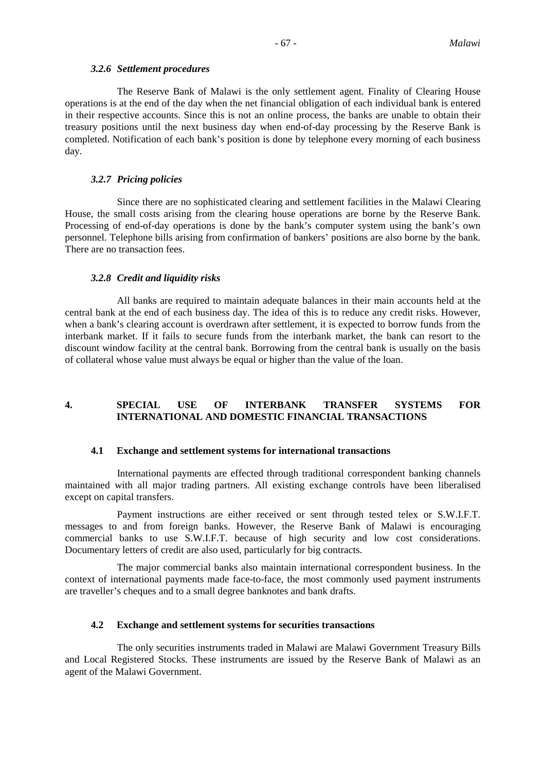#### *3.2.6 Settlement procedures*

The Reserve Bank of Malawi is the only settlement agent. Finality of Clearing House operations is at the end of the day when the net financial obligation of each individual bank is entered in their respective accounts. Since this is not an online process, the banks are unable to obtain their treasury positions until the next business day when end-of-day processing by the Reserve Bank is completed. Notification of each bank's position is done by telephone every morning of each business day.

#### *3.2.7 Pricing policies*

Since there are no sophisticated clearing and settlement facilities in the Malawi Clearing House, the small costs arising from the clearing house operations are borne by the Reserve Bank. Processing of end-of-day operations is done by the bank's computer system using the bank's own personnel. Telephone bills arising from confirmation of bankers' positions are also borne by the bank. There are no transaction fees.

#### *3.2.8 Credit and liquidity risks*

All banks are required to maintain adequate balances in their main accounts held at the central bank at the end of each business day. The idea of this is to reduce any credit risks. However, when a bank's clearing account is overdrawn after settlement, it is expected to borrow funds from the interbank market. If it fails to secure funds from the interbank market, the bank can resort to the discount window facility at the central bank. Borrowing from the central bank is usually on the basis of collateral whose value must always be equal or higher than the value of the loan.

## 4. SPECIAL USE OF INTERBANK TRANSFER SYSTEMS FOR INTERNATIONAL AND DOMESTIC FINANCIAL TRANSACTIONS

### 4.1 Exchange and settlement systems for international transactions

International payments are effected through traditional correspondent banking channels maintained with all major trading partners. All existing exchange controls have been liberalised except on capital transfers.

Payment instructions are either received or sent through tested telex or S.W.I.F.T. messages to and from foreign banks. However, the Reserve Bank of Malawi is encouraging commercial banks to use S.W.I.F.T. because of high security and low cost considerations. Documentary letters of credit are also used, particularly for big contracts.

The major commercial banks also maintain international correspondent business. In the context of international payments made face-to-face, the most commonly used payment instruments are traveller's cheques and to a small degree banknotes and bank drafts.

### 4.2 Exchange and settlement systems for securities transactions

The only securities instruments traded in Malawi are Malawi Government Treasury Bills and Local Registered Stocks. These instruments are issued by the Reserve Bank of Malawi as an agent of the Malawi Government.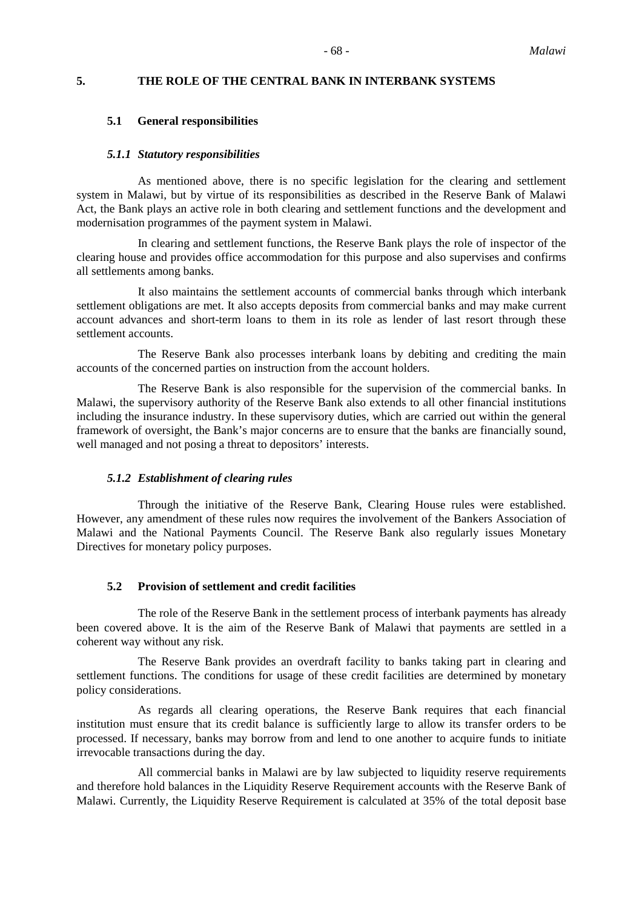## 5. THE ROLE OF THE CENTRAL BANK IN INTERBANK SYSTEMS

### 5.1 General responsibilities

#### *5.1.1 Statutory responsibilities*

As mentioned above, there is no specific legislation for the clearing and settlement system in Malawi, but by virtue of its responsibilities as described in the Reserve Bank of Malawi Act, the Bank plays an active role in both clearing and settlement functions and the development and modernisation programmes of the payment system in Malawi.

In clearing and settlement functions, the Reserve Bank plays the role of inspector of the clearing house and provides office accommodation for this purpose and also supervises and confirms all settlements among banks.

It also maintains the settlement accounts of commercial banks through which interbank settlement obligations are met. It also accepts deposits from commercial banks and may make current account advances and short-term loans to them in its role as lender of last resort through these settlement accounts.

The Reserve Bank also processes interbank loans by debiting and crediting the main accounts of the concerned parties on instruction from the account holders.

The Reserve Bank is also responsible for the supervision of the commercial banks. In Malawi, the supervisory authority of the Reserve Bank also extends to all other financial institutions including the insurance industry. In these supervisory duties, which are carried out within the general framework of oversight, the Bank's major concerns are to ensure that the banks are financially sound, well managed and not posing a threat to depositors' interests.

#### *5.1.2 Establishment of clearing rules*

Through the initiative of the Reserve Bank, Clearing House rules were established. However, any amendment of these rules now requires the involvement of the Bankers Association of Malawi and the National Payments Council. The Reserve Bank also regularly issues Monetary Directives for monetary policy purposes.

### 5.2 Provision of settlement and credit facilities

The role of the Reserve Bank in the settlement process of interbank payments has already been covered above. It is the aim of the Reserve Bank of Malawi that payments are settled in a coherent way without any risk.

The Reserve Bank provides an overdraft facility to banks taking part in clearing and settlement functions. The conditions for usage of these credit facilities are determined by monetary policy considerations.

As regards all clearing operations, the Reserve Bank requires that each financial institution must ensure that its credit balance is sufficiently large to allow its transfer orders to be processed. If necessary, banks may borrow from and lend to one another to acquire funds to initiate irrevocable transactions during the day.

All commercial banks in Malawi are by law subjected to liquidity reserve requirements and therefore hold balances in the Liquidity Reserve Requirement accounts with the Reserve Bank of Malawi. Currently, the Liquidity Reserve Requirement is calculated at 35% of the total deposit base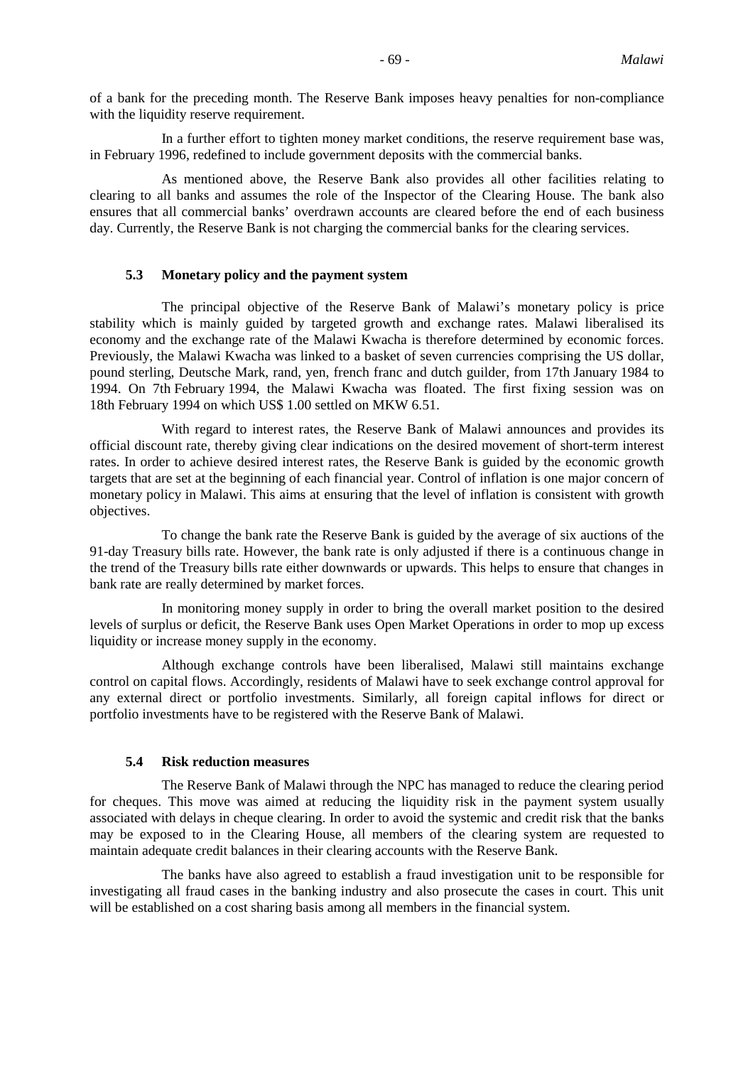of a bank for the preceding month. The Reserve Bank imposes heavy penalties for non-compliance with the liquidity reserve requirement.

In a further effort to tighten money market conditions, the reserve requirement base was, in February 1996, redefined to include government deposits with the commercial banks.

As mentioned above, the Reserve Bank also provides all other facilities relating to clearing to all banks and assumes the role of the Inspector of the Clearing House. The bank also ensures that all commercial banks' overdrawn accounts are cleared before the end of each business day. Currently, the Reserve Bank is not charging the commercial banks for the clearing services.

### 5.3 Monetary policy and the payment system

The principal objective of the Reserve Bank of Malawi's monetary policy is price stability which is mainly guided by targeted growth and exchange rates. Malawi liberalised its economy and the exchange rate of the Malawi Kwacha is therefore determined by economic forces. Previously, the Malawi Kwacha was linked to a basket of seven currencies comprising the US dollar, pound sterling, Deutsche Mark, rand, yen, french franc and dutch guilder, from 17th January 1984 to 1994. On 7th February 1994, the Malawi Kwacha was floated. The first fixing session was on 18th February 1994 on which US$ 1.00 settled on MKW 6.51.

With regard to interest rates, the Reserve Bank of Malawi announces and provides its official discount rate, thereby giving clear indications on the desired movement of short-term interest rates. In order to achieve desired interest rates, the Reserve Bank is guided by the economic growth targets that are set at the beginning of each financial year. Control of inflation is one major concern of monetary policy in Malawi. This aims at ensuring that the level of inflation is consistent with growth objectives.

To change the bank rate the Reserve Bank is guided by the average of six auctions of the 91-day Treasury bills rate. However, the bank rate is only adjusted if there is a continuous change in the trend of the Treasury bills rate either downwards or upwards. This helps to ensure that changes in bank rate are really determined by market forces.

In monitoring money supply in order to bring the overall market position to the desired levels of surplus or deficit, the Reserve Bank uses Open Market Operations in order to mop up excess liquidity or increase money supply in the economy.

Although exchange controls have been liberalised, Malawi still maintains exchange control on capital flows. Accordingly, residents of Malawi have to seek exchange control approval for any external direct or portfolio investments. Similarly, all foreign capital inflows for direct or portfolio investments have to be registered with the Reserve Bank of Malawi.

### 5.4 Risk reduction measures

The Reserve Bank of Malawi through the NPC has managed to reduce the clearing period for cheques. This move was aimed at reducing the liquidity risk in the payment system usually associated with delays in cheque clearing. In order to avoid the systemic and credit risk that the banks may be exposed to in the Clearing House, all members of the clearing system are requested to maintain adequate credit balances in their clearing accounts with the Reserve Bank.

The banks have also agreed to establish a fraud investigation unit to be responsible for investigating all fraud cases in the banking industry and also prosecute the cases in court. This unit will be established on a cost sharing basis among all members in the financial system.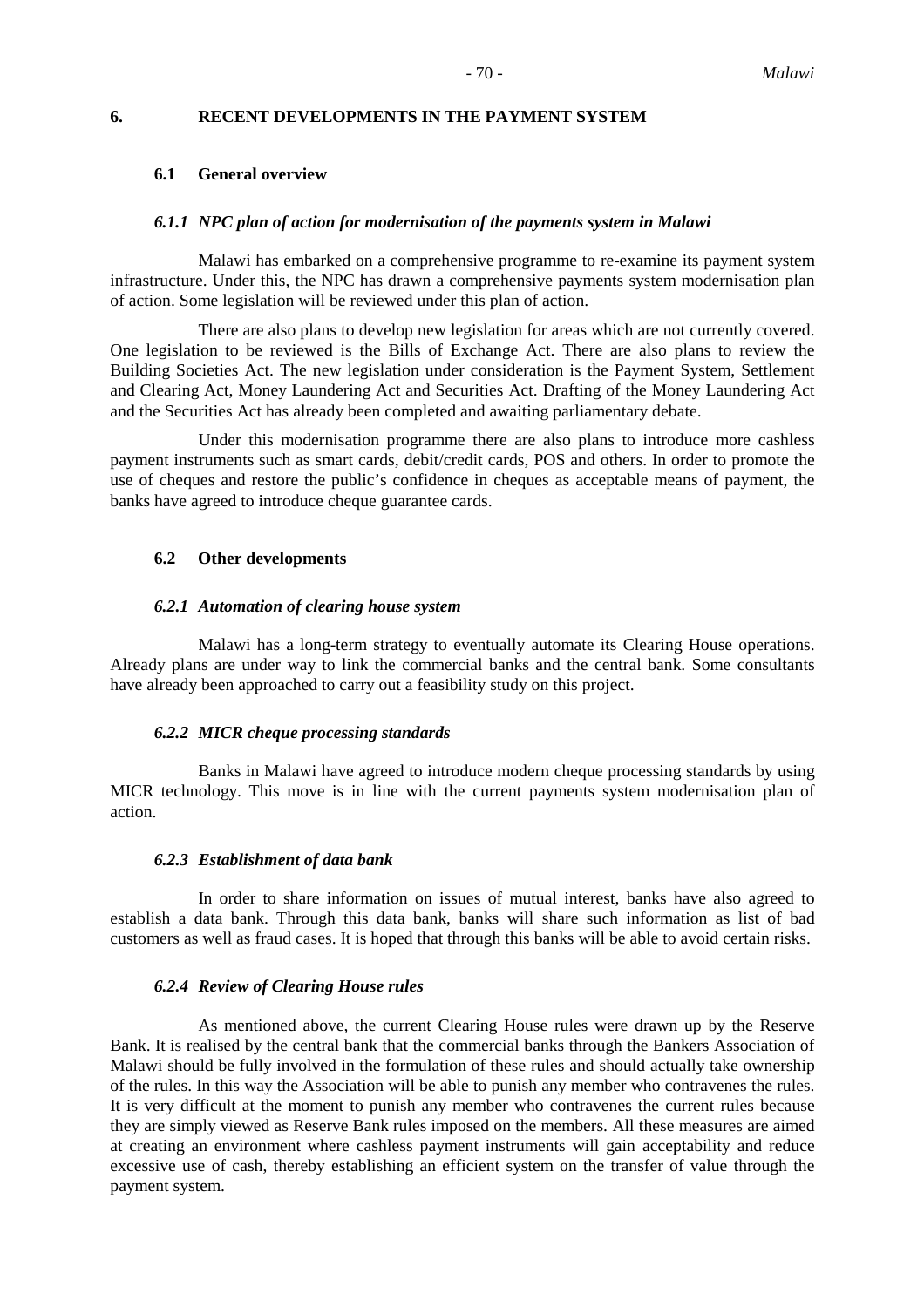# 6. RECENT DEVELOPMENTS IN THE PAYMENT SYSTEM

## 6.1 General overview

### *6.1.1 NPC plan of action for modernisation of the payments system in Malawi*

Malawi has embarked on a comprehensive programme to re-examine its payment system infrastructure. Under this, the NPC has drawn a comprehensive payments system modernisation plan of action. Some legislation will be reviewed under this plan of action.

There are also plans to develop new legislation for areas which are not currently covered. One legislation to be reviewed is the Bills of Exchange Act. There are also plans to review the Building Societies Act. The new legislation under consideration is the Payment System, Settlement and Clearing Act, Money Laundering Act and Securities Act. Drafting of the Money Laundering Act and the Securities Act has already been completed and awaiting parliamentary debate.

Under this modernisation programme there are also plans to introduce more cashless payment instruments such as smart cards, debit/credit cards, POS and others. In order to promote the use of cheques and restore the public's confidence in cheques as acceptable means of payment, the banks have agreed to introduce cheque guarantee cards.

## 6.2 Other developments

### *6.2.1 Automation of clearing house system*

Malawi has a long-term strategy to eventually automate its Clearing House operations. Already plans are under way to link the commercial banks and the central bank. Some consultants have already been approached to carry out a feasibility study on this project.

### *6.2.2 MICR cheque processing standards*

Banks in Malawi have agreed to introduce modern cheque processing standards by using MICR technology. This move is in line with the current payments system modernisation plan of action.

### *6.2.3 Establishment of data bank*

In order to share information on issues of mutual interest, banks have also agreed to establish a data bank. Through this data bank, banks will share such information as list of bad customers as well as fraud cases. It is hoped that through this banks will be able to avoid certain risks.

### *6.2.4 Review of Clearing House rules*

As mentioned above, the current Clearing House rules were drawn up by the Reserve Bank. It is realised by the central bank that the commercial banks through the Bankers Association of Malawi should be fully involved in the formulation of these rules and should actually take ownership of the rules. In this way the Association will be able to punish any member who contravenes the rules. It is very difficult at the moment to punish any member who contravenes the current rules because they are simply viewed as Reserve Bank rules imposed on the members. All these measures are aimed at creating an environment where cashless payment instruments will gain acceptability and reduce excessive use of cash, thereby establishing an efficient system on the transfer of value through the payment system.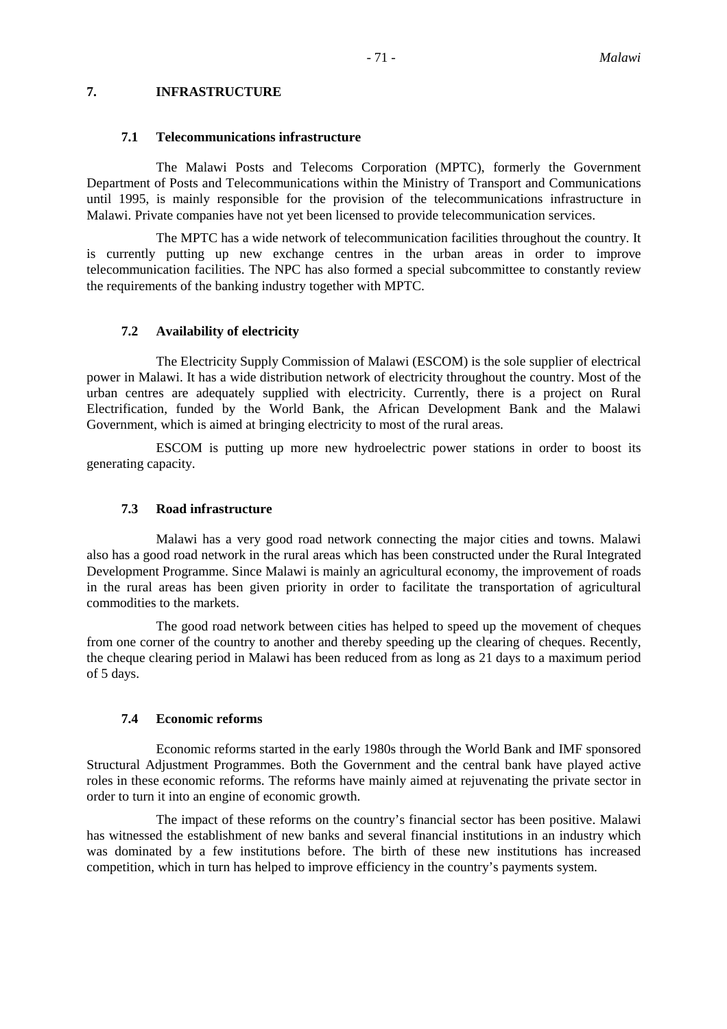## 7. INFRASTRUCTURE

### 7.1 Telecommunications infrastructure

The Malawi Posts and Telecoms Corporation (MPTC), formerly the Government Department of Posts and Telecommunications within the Ministry of Transport and Communications until 1995, is mainly responsible for the provision of the telecommunications infrastructure in Malawi. Private companies have not yet been licensed to provide telecommunication services.

The MPTC has a wide network of telecommunication facilities throughout the country. It is currently putting up new exchange centres in the urban areas in order to improve telecommunication facilities. The NPC has also formed a special subcommittee to constantly review the requirements of the banking industry together with MPTC.

### 7.2 Availability of electricity

The Electricity Supply Commission of Malawi (ESCOM) is the sole supplier of electrical power in Malawi. It has a wide distribution network of electricity throughout the country. Most of the urban centres are adequately supplied with electricity. Currently, there is a project on Rural Electrification, funded by the World Bank, the African Development Bank and the Malawi Government, which is aimed at bringing electricity to most of the rural areas.

ESCOM is putting up more new hydroelectric power stations in order to boost its generating capacity.

### 7.3 Road infrastructure

Malawi has a very good road network connecting the major cities and towns. Malawi also has a good road network in the rural areas which has been constructed under the Rural Integrated Development Programme. Since Malawi is mainly an agricultural economy, the improvement of roads in the rural areas has been given priority in order to facilitate the transportation of agricultural commodities to the markets.

The good road network between cities has helped to speed up the movement of cheques from one corner of the country to another and thereby speeding up the clearing of cheques. Recently, the cheque clearing period in Malawi has been reduced from as long as 21 days to a maximum period of 5 days.

### 7.4 Economic reforms

Economic reforms started in the early 1980s through the World Bank and IMF sponsored Structural Adjustment Programmes. Both the Government and the central bank have played active roles in these economic reforms. The reforms have mainly aimed at rejuvenating the private sector in order to turn it into an engine of economic growth.

The impact of these reforms on the country's financial sector has been positive. Malawi has witnessed the establishment of new banks and several financial institutions in an industry which was dominated by a few institutions before. The birth of these new institutions has increased competition, which in turn has helped to improve efficiency in the country's payments system.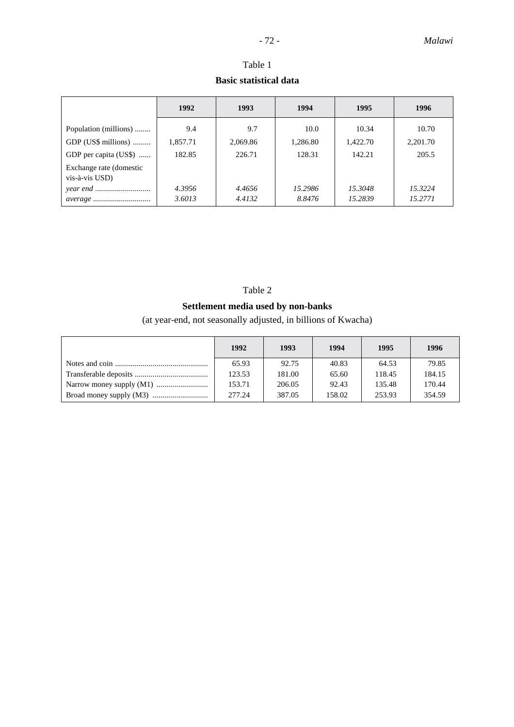Table 1

**Basic statistical data**

| | 1992 | 1993 | 1994 | 1995 | 1996 |
|---|---|---|---|---|---|
| Population (millions) | 9.4 | 9.7 | 10.0 | 10.34 | 10.70 |
| GDP (US$ millions) | 1,857.71 | 2,069.86 | 1,286.80 | 1,422.70 | 2,201.70 |
| GDP per capita (US$) | 182.85 | 226.71 | 128.31 | 142.21 | 205.5 |
| Exchange rate (domestic vis-à-vis USD) | | | | | |
| *year end* | *4.3956* | *4.4656* | *15.2986* | *15.3048* | *15.3224* |
| *average* | *3.6013* | *4.4132* | *8.8476* | *15.2839* | *15.2771* |

Table 2

**Settlement media used by non-banks**

(at year-end, not seasonally adjusted, in billions of Kwacha)

| | 1992 | 1993 | 1994 | 1995 | 1996 |
|---|---|---|---|---|---|
| Notes and coin | 65.93 | 92.75 | 40.83 | 64.53 | 79.85 |
| Transferable deposits | 123.53 | 181.00 | 65.60 | 118.45 | 184.15 |
| Narrow money supply (M1) | 153.71 | 206.05 | 92.43 | 135.48 | 170.44 |
| Broad money supply (M3) | 277.24 | 387.05 | 158.02 | 253.93 | 354.59 |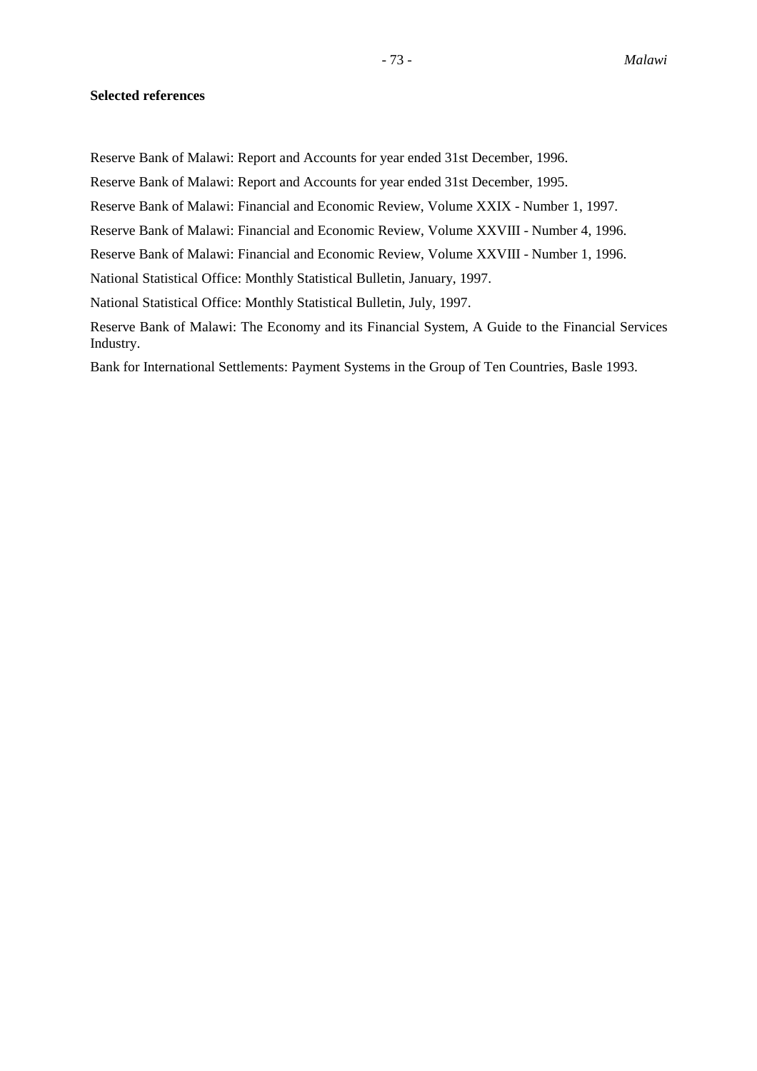**Selected references**

Reserve Bank of Malawi: Report and Accounts for year ended 31st December, 1996.

Reserve Bank of Malawi: Report and Accounts for year ended 31st December, 1995.

Reserve Bank of Malawi: Financial and Economic Review, Volume XXIX - Number 1, 1997.

Reserve Bank of Malawi: Financial and Economic Review, Volume XXVIII - Number 4, 1996.

Reserve Bank of Malawi: Financial and Economic Review, Volume XXVIII - Number 1, 1996.

National Statistical Office: Monthly Statistical Bulletin, January, 1997.

National Statistical Office: Monthly Statistical Bulletin, July, 1997.

Reserve Bank of Malawi: The Economy and its Financial System, A Guide to the Financial Services Industry.

Bank for International Settlements: Payment Systems in the Group of Ten Countries, Basle 1993.